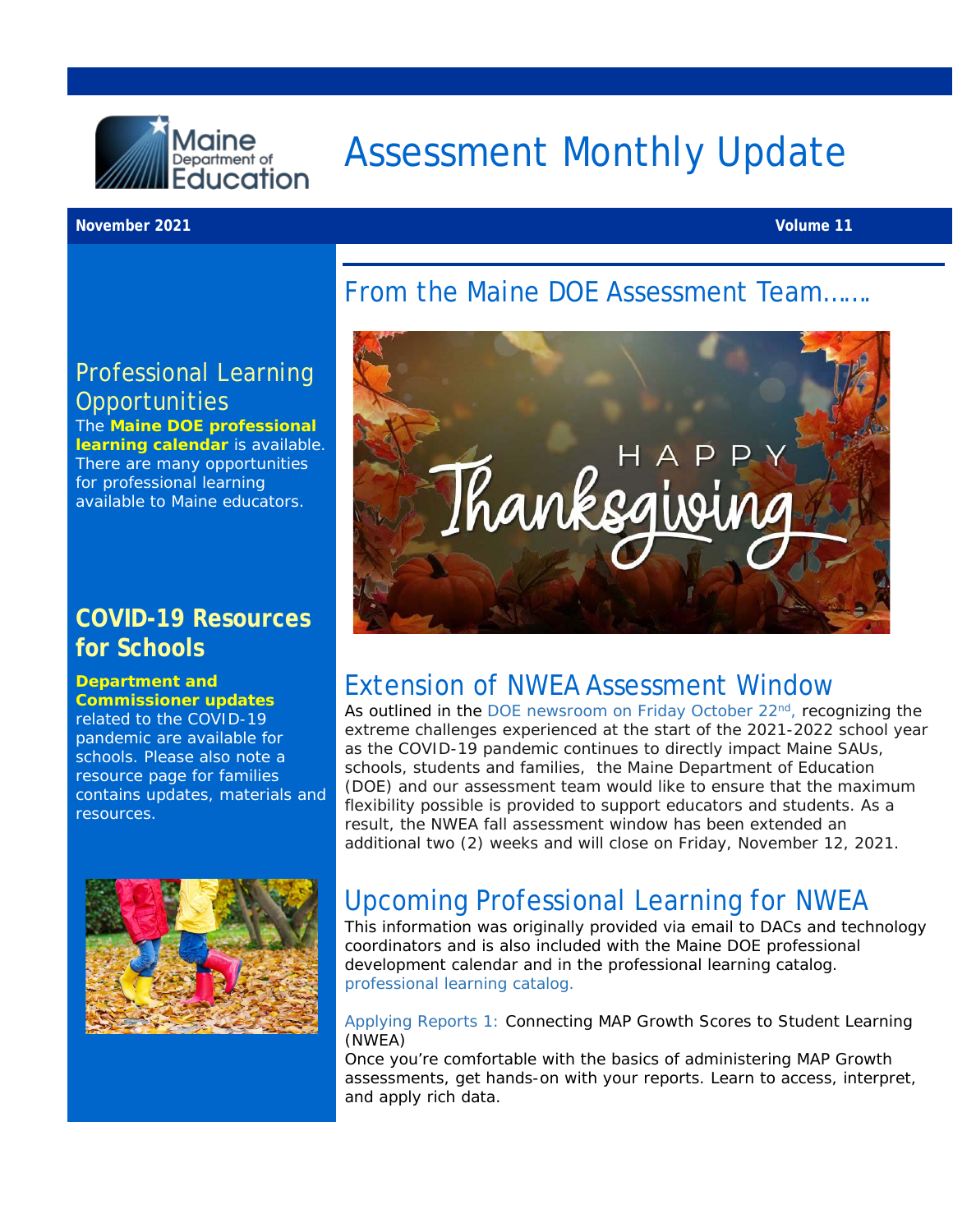# Assessment Monthly Update

**November 2021** **Volume 11**

## Professional Learning Opportunities

The **Maine DOE professional learning calendar** is available. There are many opportunities for professional learning available to Maine educators.

## COVID-19 Resources for Schools

**Department and Commissioner updates** related to the COVID-19 pandemic are available for schools. Please also note a resource page for families contains updates, materials and resources.

## From the Maine DOE Assessment Team…….

HAPPY Thanksgiving

## Extension of NWEA Assessment Window

As outlined in the DOE newsroom on Friday October 22nd, recognizing the extreme challenges experienced at the start of the 2021-2022 school year as the COVID-19 pandemic continues to directly impact Maine SAUs, schools, students and families, the Maine Department of Education (DOE) and our assessment team would like to ensure that the maximum flexibility possible is provided to support educators and students. As a result, the NWEA fall assessment window has been extended an additional two (2) weeks and will close on Friday, November 12, 2021.

## Upcoming Professional Learning for NWEA

This information was originally provided via email to DACs and technology coordinators and is also included with the Maine DOE professional development calendar and in the professional learning catalog. professional learning catalog.

Applying Reports 1: Connecting MAP Growth Scores to Student Learning (NWEA)
Once you're comfortable with the basics of administering MAP Growth assessments, get hands-on with your reports. Learn to access, interpret, and apply rich data.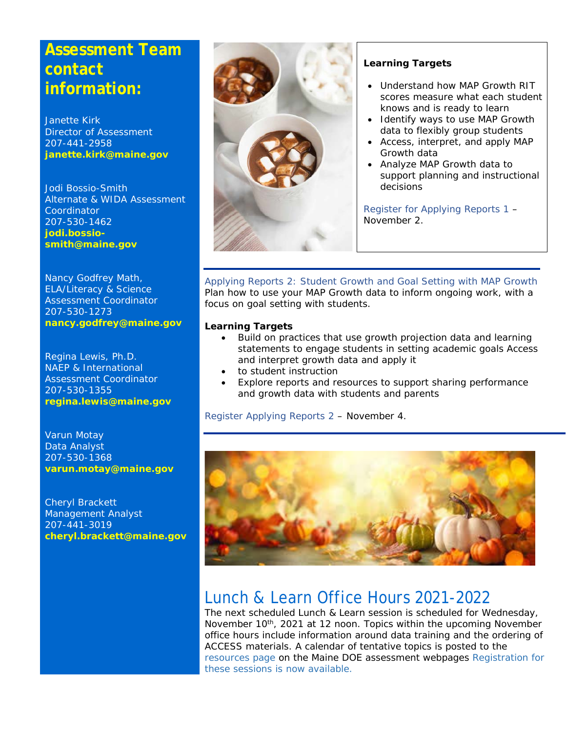## Assessment Team contact information:

Janette Kirk
Director of Assessment
207-441-2958
**janette.kirk@maine.gov**

Jodi Bossio-Smith
Alternate & WIDA Assessment Coordinator
207-530-1462
**jodi.bossio-smith@maine.gov**

Nancy Godfrey Math, ELA/Literacy & Science Assessment Coordinator
207-530-1273
**nancy.godfrey@maine.gov**

Regina Lewis, Ph.D.
NAEP & International Assessment Coordinator
207-530-1355
**regina.lewis@maine.gov**

Varun Motay
Data Analyst
207-530-1368
**varun.motay@maine.gov**

Cheryl Brackett
Management Analyst
207-441-3019
**cheryl.brackett@maine.gov**

**Learning Targets**

- Understand how MAP Growth RIT scores measure what each student knows and is ready to learn
- Identify ways to use MAP Growth data to flexibly group students
- Access, interpret, and apply MAP Growth data
- Analyze MAP Growth data to support planning and instructional decisions

Register for Applying Reports 1 – November 2.

Applying Reports 2: Student Growth and Goal Setting with MAP Growth
Plan how to use your MAP Growth data to inform ongoing work, with a focus on goal setting with students.

**Learning Targets**

- Build on practices that use growth projection data and learning statements to engage students in setting academic goals Access and interpret growth data and apply it
- to student instruction
- Explore reports and resources to support sharing performance and growth data with students and parents

Register Applying Reports 2 – November 4.

## Lunch & Learn Office Hours 2021-2022

The next scheduled Lunch & Learn session is scheduled for Wednesday, November 10th, 2021 at 12 noon. Topics within the upcoming November office hours include information around data training and the ordering of ACCESS materials. A calendar of tentative topics is posted to the resources page on the Maine DOE assessment webpages Registration for these sessions is now available.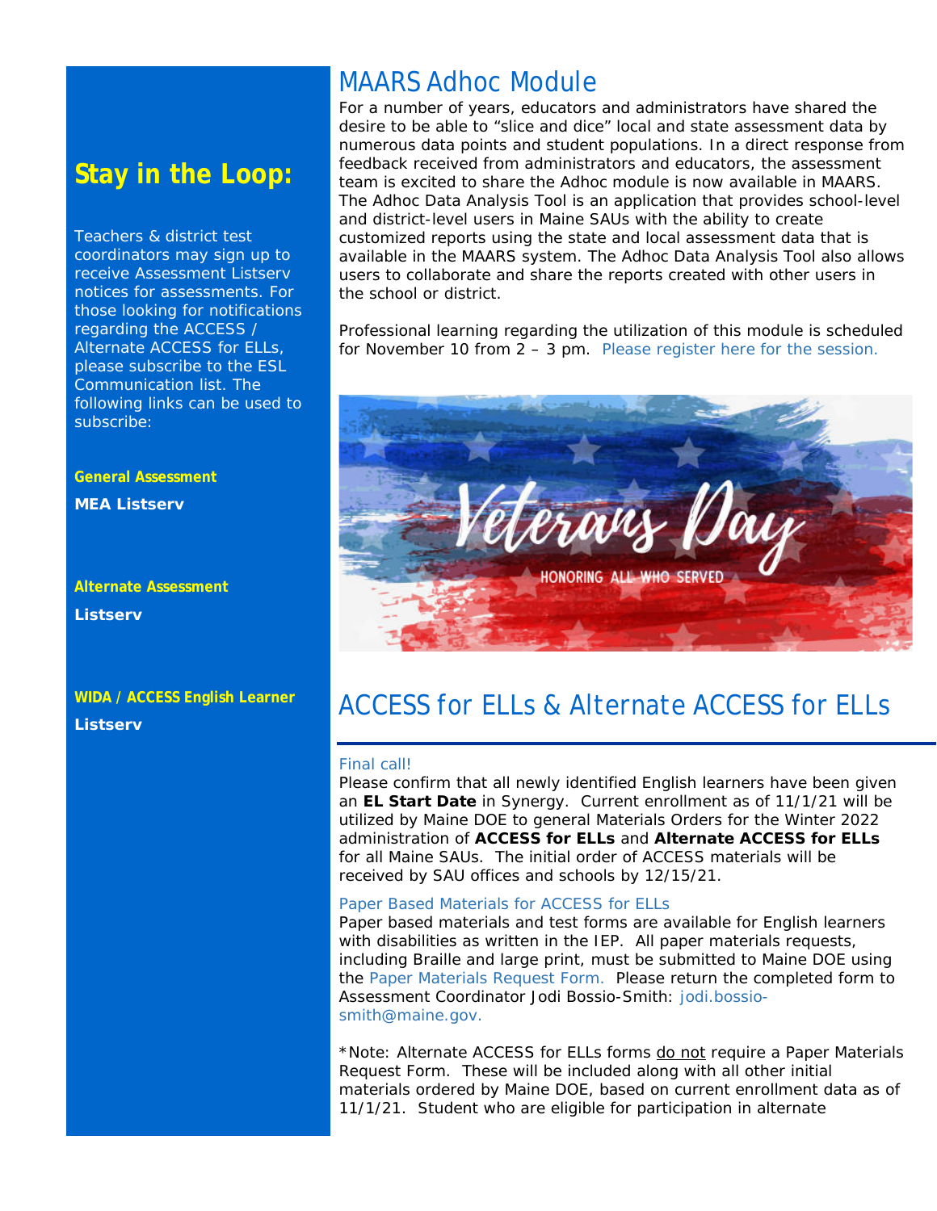## Stay in the Loop:

Teachers & district test coordinators may sign up to receive Assessment Listserv notices for assessments. For those looking for notifications regarding the ACCESS / Alternate ACCESS for ELLs, please subscribe to the ESL Communication list. The following links can be used to subscribe:

**General Assessment**

**MEA Listserv**

**Alternate Assessment**

**Listserv**

**WIDA / ACCESS English Learner**

**Listserv**

# MAARS Adhoc Module

For a number of years, educators and administrators have shared the desire to be able to "slice and dice" local and state assessment data by numerous data points and student populations. In a direct response from feedback received from administrators and educators, the assessment team is excited to share the Adhoc module is now available in MAARS. The Adhoc Data Analysis Tool is an application that provides school-level and district-level users in Maine SAUs with the ability to create customized reports using the state and local assessment data that is available in the MAARS system. The Adhoc Data Analysis Tool also allows users to collaborate and share the reports created with other users in the school or district.

Professional learning regarding the utilization of this module is scheduled for November 10 from 2 – 3 pm. Please register here for the session.

Veterans Day

HONORING ALL WHO SERVED

# ACCESS for ELLs & Alternate ACCESS for ELLs

### Final call!

Please confirm that all newly identified English learners have been given an **EL Start Date** in Synergy. Current enrollment as of 11/1/21 will be utilized by Maine DOE to general Materials Orders for the Winter 2022 administration of **ACCESS for ELLs** and **Alternate ACCESS for ELLs** for all Maine SAUs. The initial order of ACCESS materials will be received by SAU offices and schools by 12/15/21.

### Paper Based Materials for ACCESS for ELLs

Paper based materials and test forms are available for English learners with disabilities as written in the IEP. All paper materials requests, including Braille and large print, must be submitted to Maine DOE using the Paper Materials Request Form. Please return the completed form to Assessment Coordinator Jodi Bossio-Smith: jodi.bossio-smith@maine.gov.

*Note: Alternate ACCESS for ELLs forms do not require a Paper Materials Request Form. These will be included along with all other initial materials ordered by Maine DOE, based on current enrollment data as of 11/1/21. Student who are eligible for participation in alternate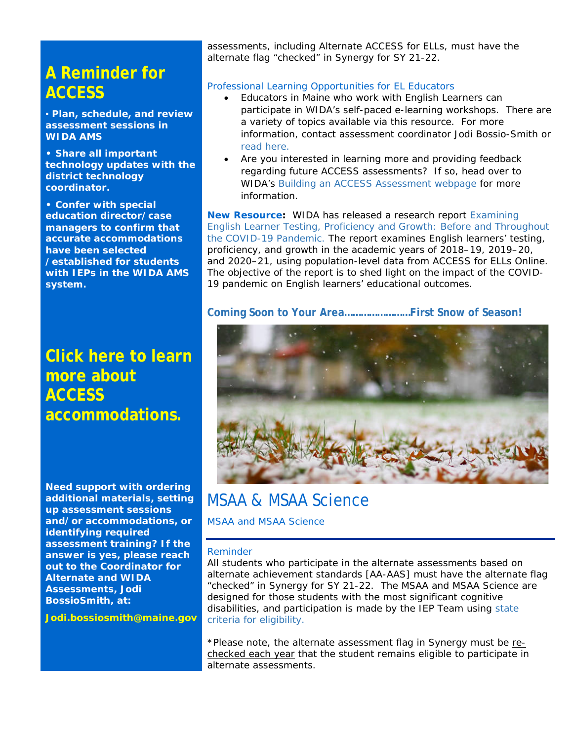## A Reminder for ACCESS

**▪ Plan, schedule, and review assessment sessions in WIDA AMS**

**• Share all important technology updates with the district technology coordinator.**

**• Confer with special education director/case managers to confirm that accurate accommodations have been selected /established for students with IEPs in the WIDA AMS system.**

## Click here to learn more about ACCESS accommodations.

**Need support with ordering additional materials, setting up assessment sessions and/or accommodations, or identifying required assessment training? If the answer is yes, please reach out to the Coordinator for Alternate and WIDA Assessments, Jodi BossioSmith, at:**

**Jodi.bossiosmith@maine.gov**

assessments, including Alternate ACCESS for ELLs, must have the alternate flag "checked" in Synergy for SY 21-22.

Professional Learning Opportunities for EL Educators

- Educators in Maine who work with English Learners can participate in WIDA's self-paced e-learning workshops. There are a variety of topics available via this resource. For more information, contact assessment coordinator Jodi Bossio-Smith or read here.
- Are you interested in learning more and providing feedback regarding future ACCESS assessments? If so, head over to WIDA's Building an ACCESS Assessment webpage for more information.

**New Resource:** WIDA has released a research report Examining English Learner Testing, Proficiency and Growth: Before and Throughout the COVID-19 Pandemic. The report examines English learners' testing, proficiency, and growth in the academic years of 2018–19, 2019–20, and 2020–21, using population-level data from ACCESS for ELLs Online. The objective of the report is to shed light on the impact of the COVID-19 pandemic on English learners' educational outcomes.

**Coming Soon to Your Area……………………First Snow of Season!**

# MSAA & MSAA Science

MSAA and MSAA Science

Reminder

All students who participate in the alternate assessments based on alternate achievement standards [AA-AAS] must have the alternate flag "checked" in Synergy for SY 21-22. The MSAA and MSAA Science are designed for those students with the most significant cognitive disabilities, and participation is made by the IEP Team using state criteria for eligibility.

*Please note, the alternate assessment flag in Synergy must be re-checked each year that the student remains eligible to participate in alternate assessments.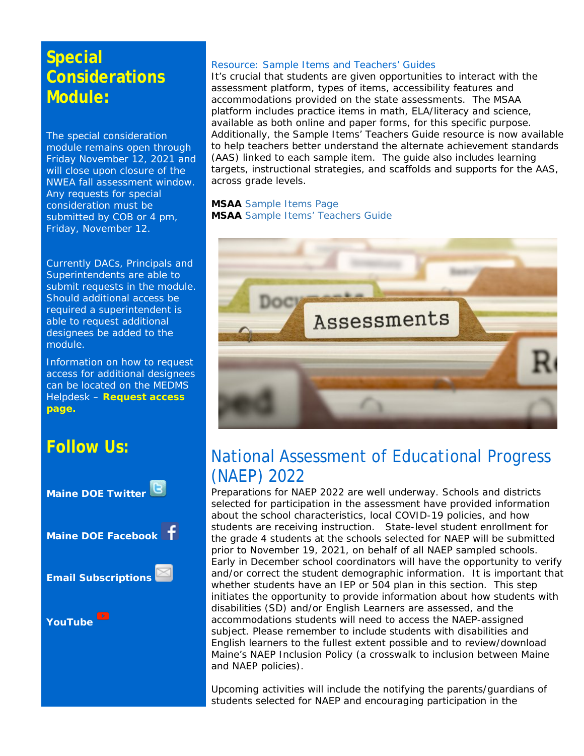## Special Considerations Module:

The special consideration module remains open through Friday November 12, 2021 and will close upon closure of the NWEA fall assessment window. Any requests for special consideration must be submitted by COB or 4 pm, Friday, November 12.

Currently DACs, Principals and Superintendents are able to submit requests in the module. Should additional access be required a superintendent is able to request additional designees be added to the module.

Information on how to request access for additional designees can be located on the MEDMS Helpdesk – **Request access page.**

## Follow Us:

**Maine DOE Twitter**

**Maine DOE Facebook**

**Email Subscriptions**

**YouTube**

Resource: Sample Items and Teachers' Guides

It's crucial that students are given opportunities to interact with the assessment platform, types of items, accessibility features and accommodations provided on the state assessments. The MSAA platform includes practice items in math, ELA/literacy and science, available as both online and paper forms, for this specific purpose. Additionally, the Sample Items' Teachers Guide resource is now available to help teachers better understand the alternate achievement standards (AAS) linked to each sample item. The guide also includes learning targets, instructional strategies, and scaffolds and supports for the AAS, across grade levels.

**MSAA** Sample Items Page
**MSAA** Sample Items' Teachers Guide

## National Assessment of Educational Progress (NAEP) 2022

Preparations for NAEP 2022 are well underway. Schools and districts selected for participation in the assessment have provided information about the school characteristics, local COVID-19 policies, and how students are receiving instruction. State-level student enrollment for the grade 4 students at the schools selected for NAEP will be submitted prior to November 19, 2021, on behalf of all NAEP sampled schools. Early in December school coordinators will have the opportunity to verify and/or correct the student demographic information. It is important that whether students have an IEP or 504 plan in this section. This step initiates the opportunity to provide information about how students with disabilities (SD) and/or English Learners are assessed, and the accommodations students will need to access the NAEP-assigned subject. Please remember to include students with disabilities and English learners to the fullest extent possible and to review/download Maine's NAEP Inclusion Policy (a crosswalk to inclusion between Maine and NAEP policies).

Upcoming activities will include the notifying the parents/guardians of students selected for NAEP and encouraging participation in the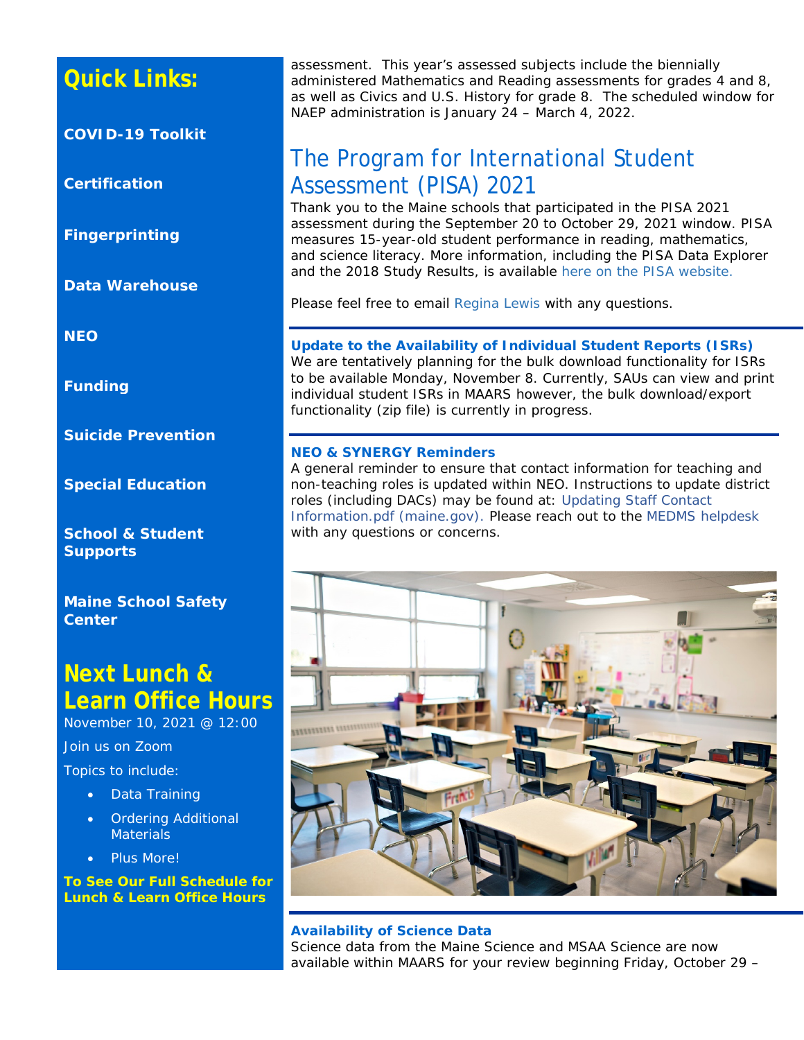## Quick Links:

**COVID-19 Toolkit**

**Certification**

**Fingerprinting**

**Data Warehouse**

**NEO**

**Funding**

**Suicide Prevention**

**Special Education**

**School & Student Supports**

**Maine School Safety Center**

## Next Lunch & Learn Office Hours

November 10, 2021 @ 12:00

Join us on Zoom

Topics to include:

- Data Training
- Ordering Additional Materials
- Plus More!

**To See Our Full Schedule for Lunch & Learn Office Hours**

assessment. This year's assessed subjects include the biennially administered Mathematics and Reading assessments for grades 4 and 8, as well as Civics and U.S. History for grade 8. The scheduled window for NAEP administration is January 24 – March 4, 2022.

## The Program for International Student Assessment (PISA) 2021

Thank you to the Maine schools that participated in the PISA 2021 assessment during the September 20 to October 29, 2021 window. PISA measures 15-year-old student performance in reading, mathematics, and science literacy. More information, including the PISA Data Explorer and the 2018 Study Results, is available here on the PISA website.

Please feel free to email Regina Lewis with any questions.

**Update to the Availability of Individual Student Reports (ISRs)**

We are tentatively planning for the bulk download functionality for ISRs to be available Monday, November 8. Currently, SAUs can view and print individual student ISRs in MAARS however, the bulk download/export functionality (zip file) is currently in progress.

**NEO & SYNERGY Reminders**

A general reminder to ensure that contact information for teaching and non-teaching roles is updated within NEO. Instructions to update district roles (including DACs) may be found at: Updating Staff Contact Information.pdf (maine.gov). Please reach out to the MEDMS helpdesk with any questions or concerns.

**Availability of Science Data**

Science data from the Maine Science and MSAA Science are now available within MAARS for your review beginning Friday, October 29 –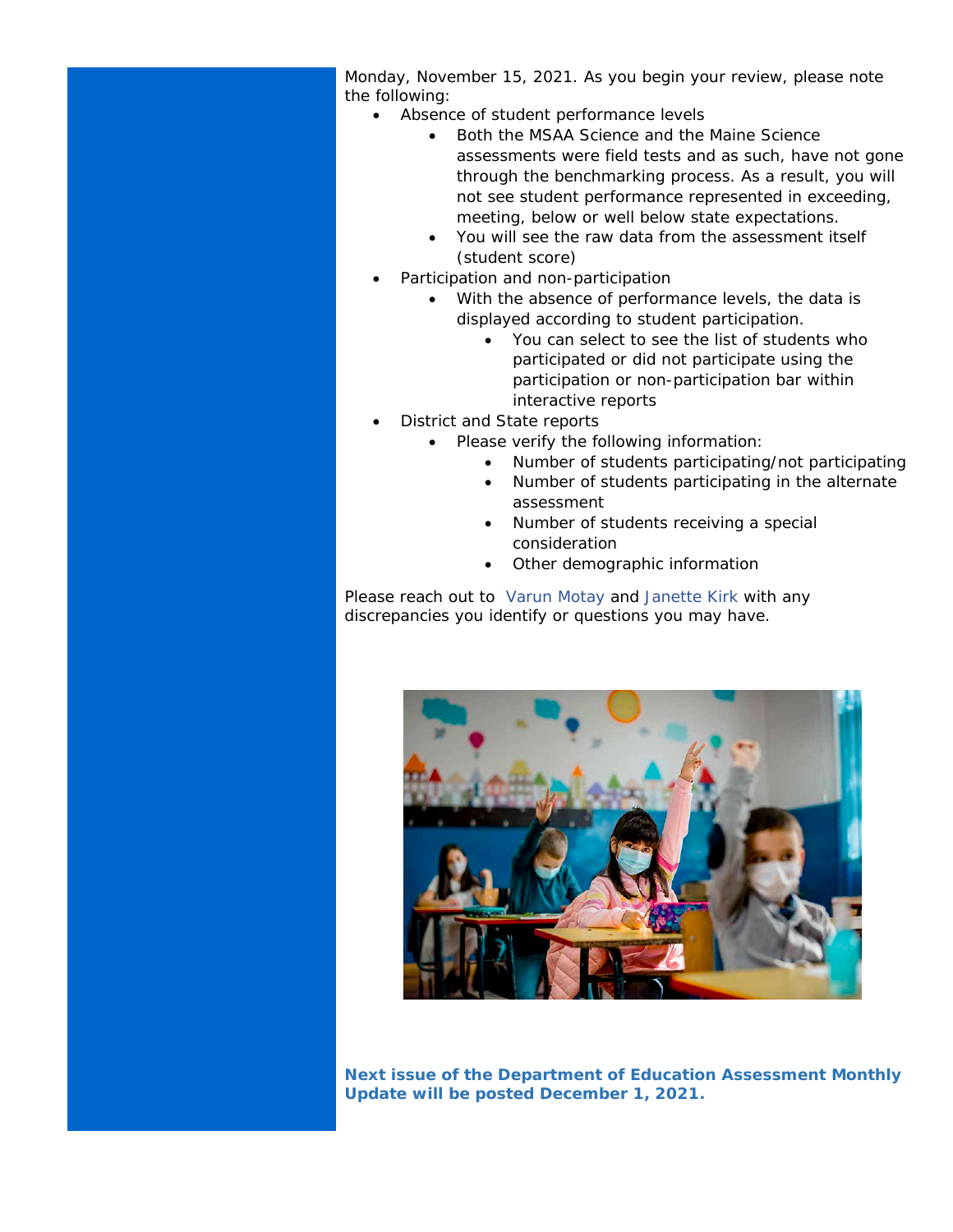Monday, November 15, 2021. As you begin your review, please note the following:

- Absence of student performance levels
  - Both the MSAA Science and the Maine Science assessments were field tests and as such, have not gone through the benchmarking process. As a result, you will not see student performance represented in exceeding, meeting, below or well below state expectations.
  - You will see the raw data from the assessment itself (student score)
- Participation and non-participation
  - With the absence of performance levels, the data is displayed according to student participation.
    - You can select to see the list of students who participated or did not participate using the participation or non-participation bar within interactive reports
- District and State reports
  - Please verify the following information:
    - Number of students participating/not participating
    - Number of students participating in the alternate assessment
    - Number of students receiving a special consideration
    - Other demographic information

Please reach out to Varun Motay and Janette Kirk with any discrepancies you identify or questions you may have.

**Next issue of the Department of Education Assessment Monthly Update will be posted December 1, 2021.**